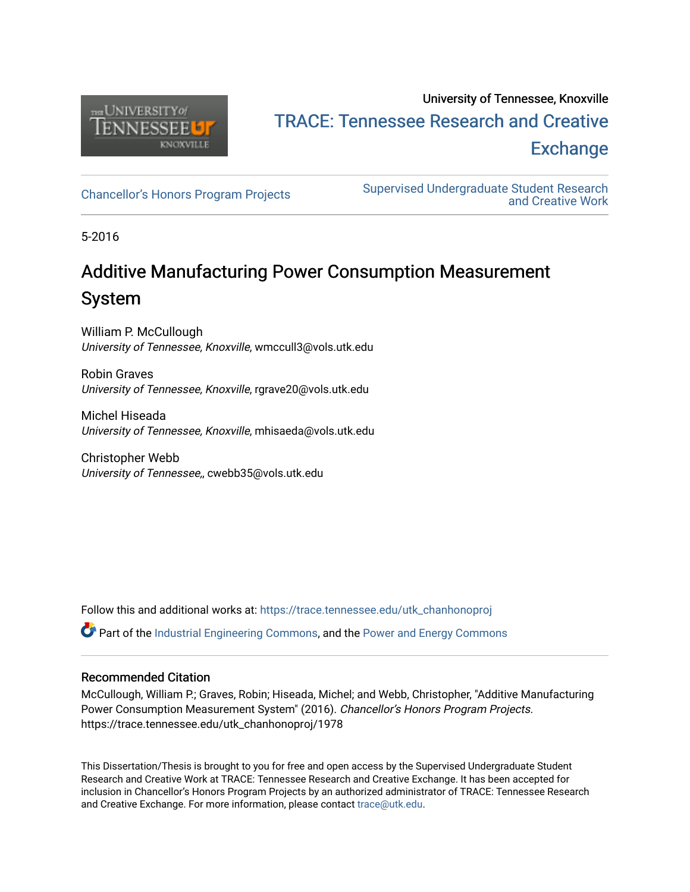University of Tennessee, Knoxville

TRACE: Tennessee Research and Creative Exchange

Chancellor's Honors Program Projects

Supervised Undergraduate Student Research and Creative Work

5-2016

# Additive Manufacturing Power Consumption Measurement System

William P. McCullough
*University of Tennessee, Knoxville*, wmccull3@vols.utk.edu

Robin Graves
*University of Tennessee, Knoxville*, rgrave20@vols.utk.edu

Michel Hiseada
*University of Tennessee, Knoxville*, mhisaeda@vols.utk.edu

Christopher Webb
*University of Tennessee,*, cwebb35@vols.utk.edu

Follow this and additional works at: https://trace.tennessee.edu/utk_chanhonoproj

Part of the Industrial Engineering Commons, and the Power and Energy Commons

### Recommended Citation

McCullough, William P.; Graves, Robin; Hiseada, Michel; and Webb, Christopher, "Additive Manufacturing Power Consumption Measurement System" (2016). *Chancellor's Honors Program Projects.* https://trace.tennessee.edu/utk_chanhonoproj/1978

This Dissertation/Thesis is brought to you for free and open access by the Supervised Undergraduate Student Research and Creative Work at TRACE: Tennessee Research and Creative Exchange. It has been accepted for inclusion in Chancellor's Honors Program Projects by an authorized administrator of TRACE: Tennessee Research and Creative Exchange. For more information, please contact trace@utk.edu.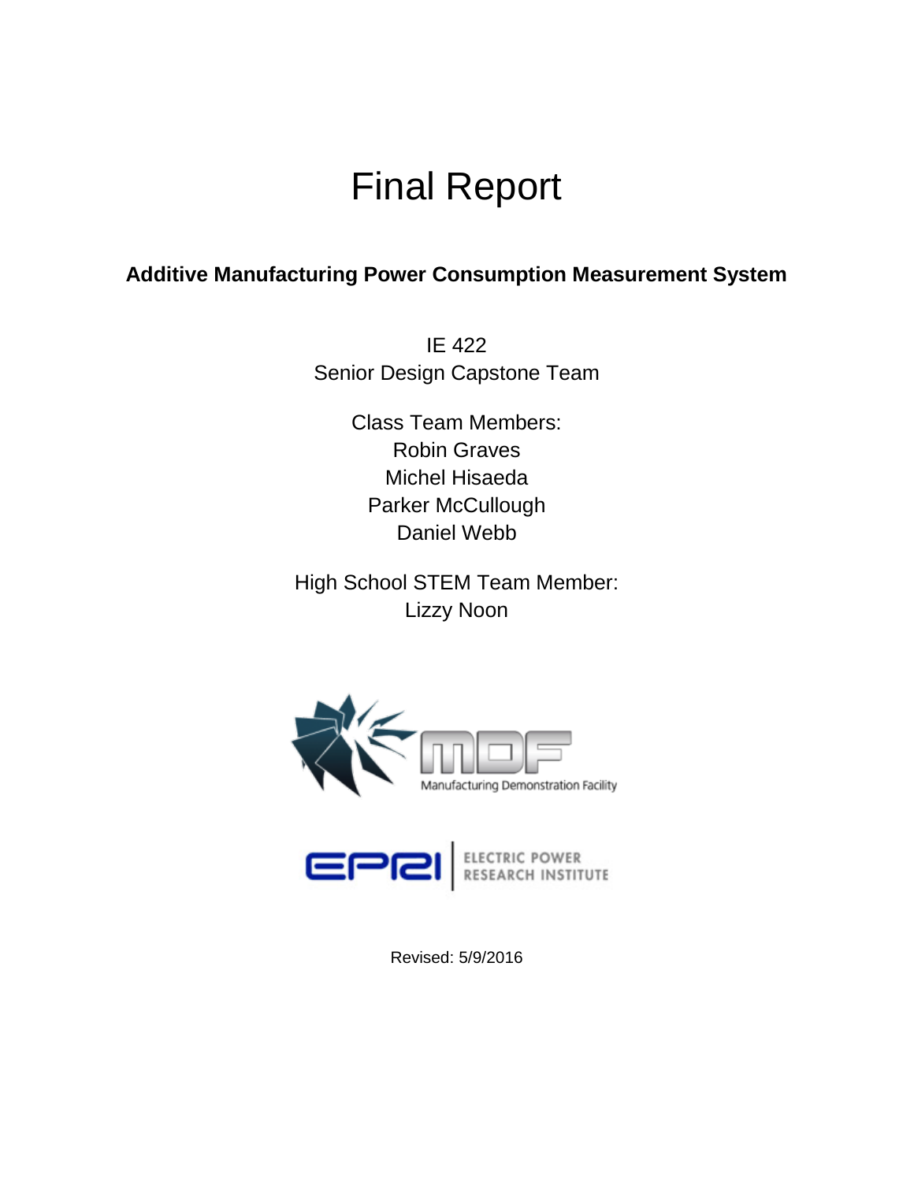# Final Report

**Additive Manufacturing Power Consumption Measurement System**

IE 422
Senior Design Capstone Team

Class Team Members:
Robin Graves
Michel Hisaeda
Parker McCullough
Daniel Webb

High School STEM Team Member:
Lizzy Noon

MDF
Manufacturing Demonstration Facility

EPRI
ELECTRIC POWER
RESEARCH INSTITUTE

Revised: 5/9/2016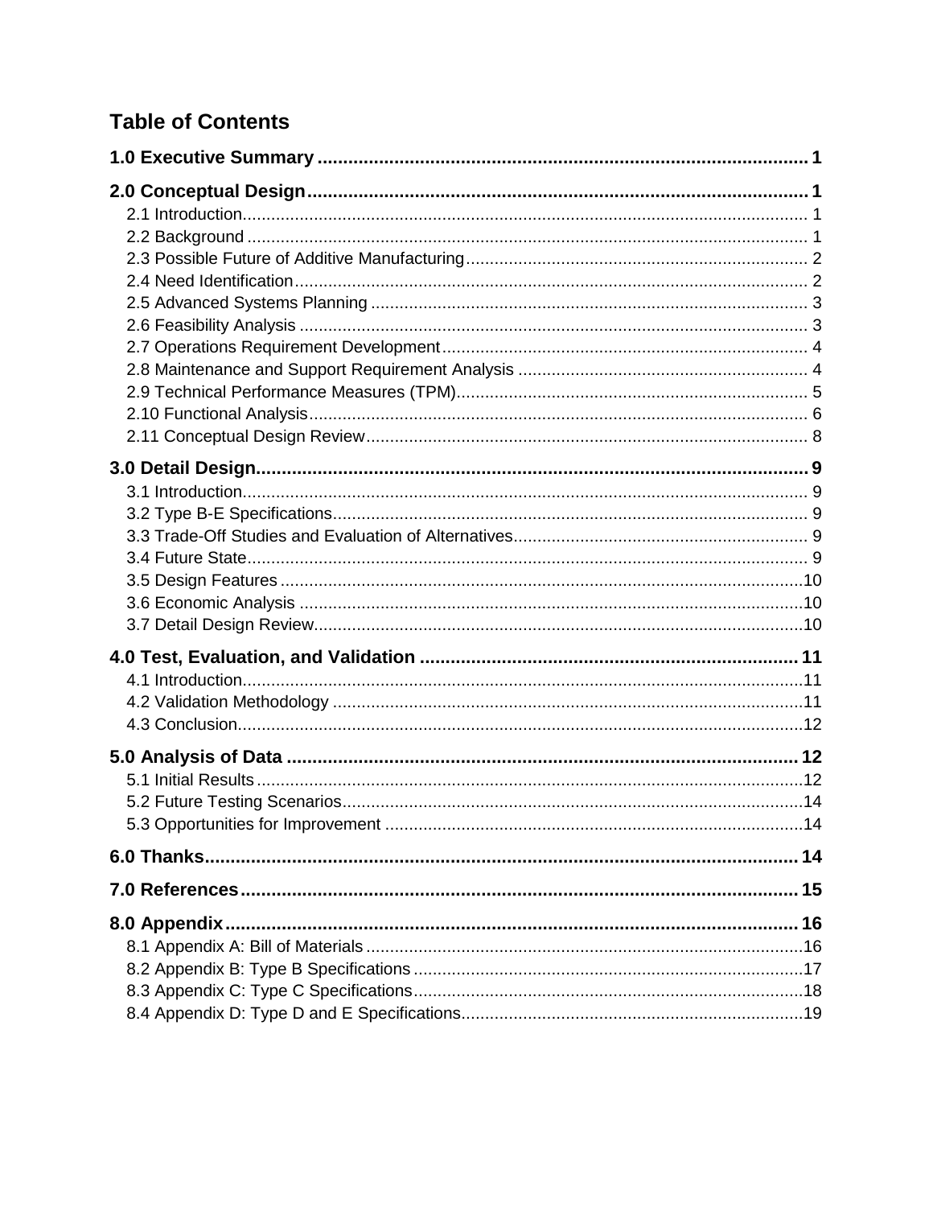# Table of Contents

**1.0 Executive Summary** ........ 1

**2.0 Conceptual Design** ........ 1

- 2.1 Introduction ........ 1
- 2.2 Background ........ 1
- 2.3 Possible Future of Additive Manufacturing ........ 2
- 2.4 Need Identification ........ 2
- 2.5 Advanced Systems Planning ........ 3
- 2.6 Feasibility Analysis ........ 3
- 2.7 Operations Requirement Development ........ 4
- 2.8 Maintenance and Support Requirement Analysis ........ 4
- 2.9 Technical Performance Measures (TPM) ........ 5
- 2.10 Functional Analysis ........ 6
- 2.11 Conceptual Design Review ........ 8

**3.0 Detail Design** ........ 9

- 3.1 Introduction ........ 9
- 3.2 Type B-E Specifications ........ 9
- 3.3 Trade-Off Studies and Evaluation of Alternatives ........ 9
- 3.4 Future State ........ 9
- 3.5 Design Features ........ 10
- 3.6 Economic Analysis ........ 10
- 3.7 Detail Design Review ........ 10

**4.0 Test, Evaluation, and Validation** ........ 11

- 4.1 Introduction ........ 11
- 4.2 Validation Methodology ........ 11
- 4.3 Conclusion ........ 12

**5.0 Analysis of Data** ........ 12

- 5.1 Initial Results ........ 12
- 5.2 Future Testing Scenarios ........ 14
- 5.3 Opportunities for Improvement ........ 14

**6.0 Thanks** ........ 14

**7.0 References** ........ 15

**8.0 Appendix** ........ 16

- 8.1 Appendix A: Bill of Materials ........ 16
- 8.2 Appendix B: Type B Specifications ........ 17
- 8.3 Appendix C: Type C Specifications ........ 18
- 8.4 Appendix D: Type D and E Specifications ........ 19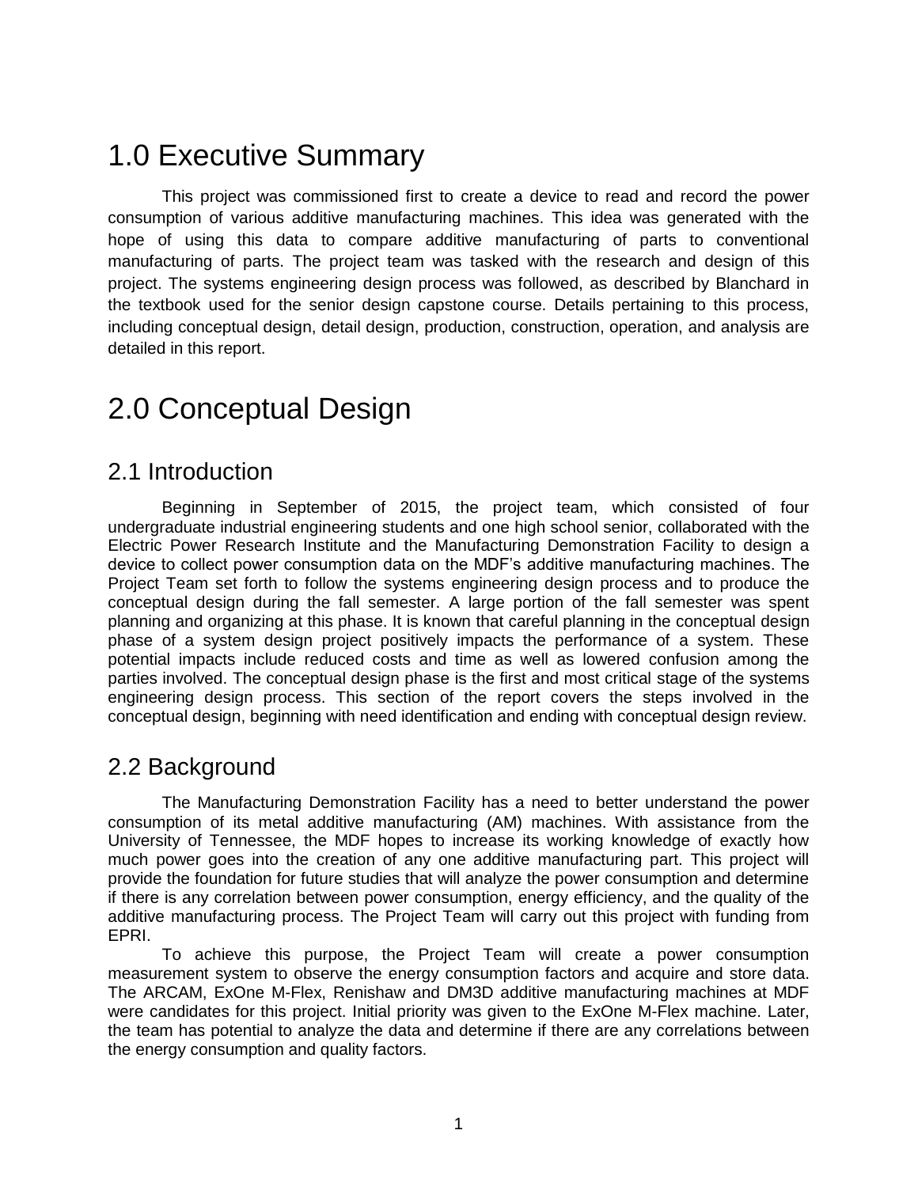# 1.0 Executive Summary

This project was commissioned first to create a device to read and record the power consumption of various additive manufacturing machines. This idea was generated with the hope of using this data to compare additive manufacturing of parts to conventional manufacturing of parts. The project team was tasked with the research and design of this project. The systems engineering design process was followed, as described by Blanchard in the textbook used for the senior design capstone course. Details pertaining to this process, including conceptual design, detail design, production, construction, operation, and analysis are detailed in this report.

# 2.0 Conceptual Design

## 2.1 Introduction

Beginning in September of 2015, the project team, which consisted of four undergraduate industrial engineering students and one high school senior, collaborated with the Electric Power Research Institute and the Manufacturing Demonstration Facility to design a device to collect power consumption data on the MDF's additive manufacturing machines. The Project Team set forth to follow the systems engineering design process and to produce the conceptual design during the fall semester. A large portion of the fall semester was spent planning and organizing at this phase. It is known that careful planning in the conceptual design phase of a system design project positively impacts the performance of a system. These potential impacts include reduced costs and time as well as lowered confusion among the parties involved. The conceptual design phase is the first and most critical stage of the systems engineering design process. This section of the report covers the steps involved in the conceptual design, beginning with need identification and ending with conceptual design review.

## 2.2 Background

The Manufacturing Demonstration Facility has a need to better understand the power consumption of its metal additive manufacturing (AM) machines. With assistance from the University of Tennessee, the MDF hopes to increase its working knowledge of exactly how much power goes into the creation of any one additive manufacturing part. This project will provide the foundation for future studies that will analyze the power consumption and determine if there is any correlation between power consumption, energy efficiency, and the quality of the additive manufacturing process. The Project Team will carry out this project with funding from EPRI.

To achieve this purpose, the Project Team will create a power consumption measurement system to observe the energy consumption factors and acquire and store data. The ARCAM, ExOne M-Flex, Renishaw and DM3D additive manufacturing machines at MDF were candidates for this project. Initial priority was given to the ExOne M-Flex machine. Later, the team has potential to analyze the data and determine if there are any correlations between the energy consumption and quality factors.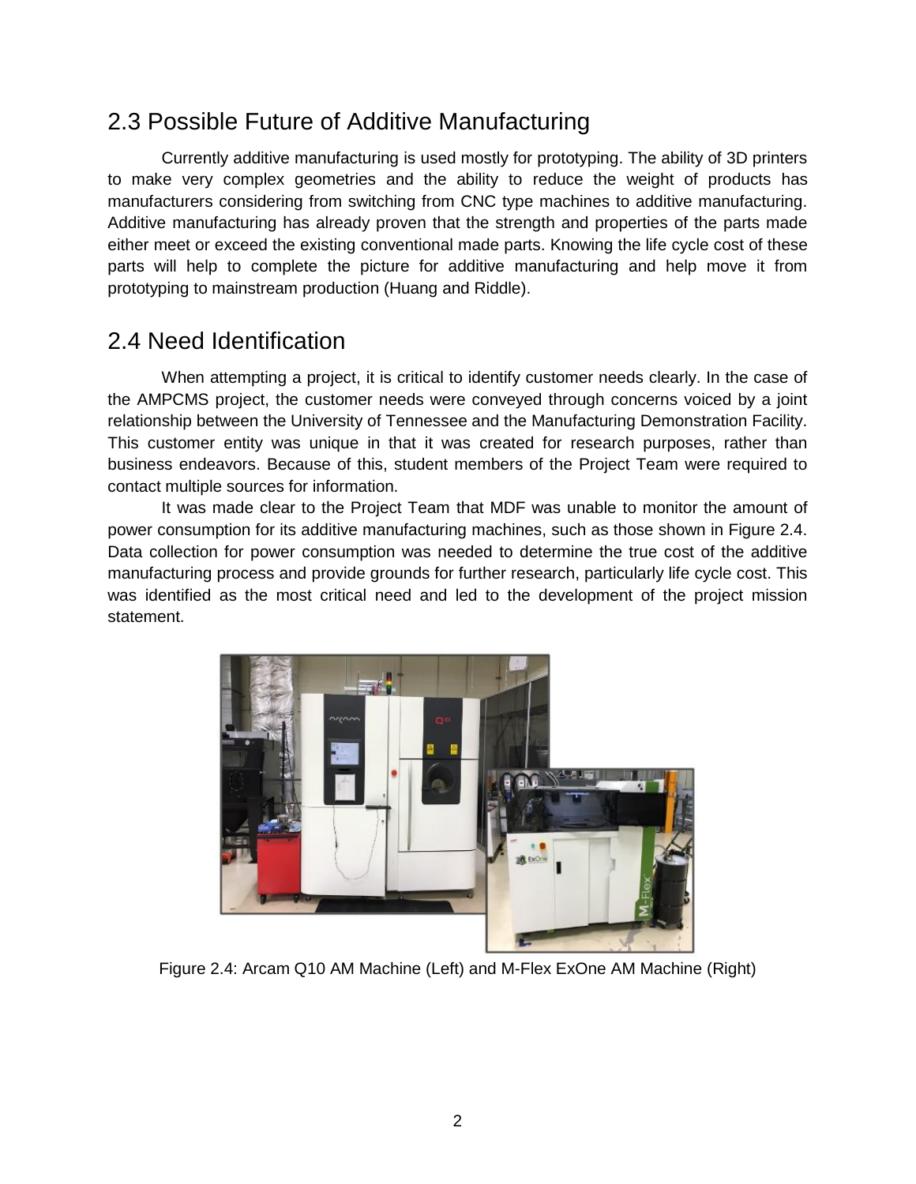## 2.3 Possible Future of Additive Manufacturing

Currently additive manufacturing is used mostly for prototyping. The ability of 3D printers to make very complex geometries and the ability to reduce the weight of products has manufacturers considering from switching from CNC type machines to additive manufacturing. Additive manufacturing has already proven that the strength and properties of the parts made either meet or exceed the existing conventional made parts. Knowing the life cycle cost of these parts will help to complete the picture for additive manufacturing and help move it from prototyping to mainstream production (Huang and Riddle).

## 2.4 Need Identification

When attempting a project, it is critical to identify customer needs clearly. In the case of the AMPCMS project, the customer needs were conveyed through concerns voiced by a joint relationship between the University of Tennessee and the Manufacturing Demonstration Facility. This customer entity was unique in that it was created for research purposes, rather than business endeavors. Because of this, student members of the Project Team were required to contact multiple sources for information.

It was made clear to the Project Team that MDF was unable to monitor the amount of power consumption for its additive manufacturing machines, such as those shown in Figure 2.4. Data collection for power consumption was needed to determine the true cost of the additive manufacturing process and provide grounds for further research, particularly life cycle cost. This was identified as the most critical need and led to the development of the project mission statement.

Figure 2.4: Arcam Q10 AM Machine (Left) and M-Flex ExOne AM Machine (Right)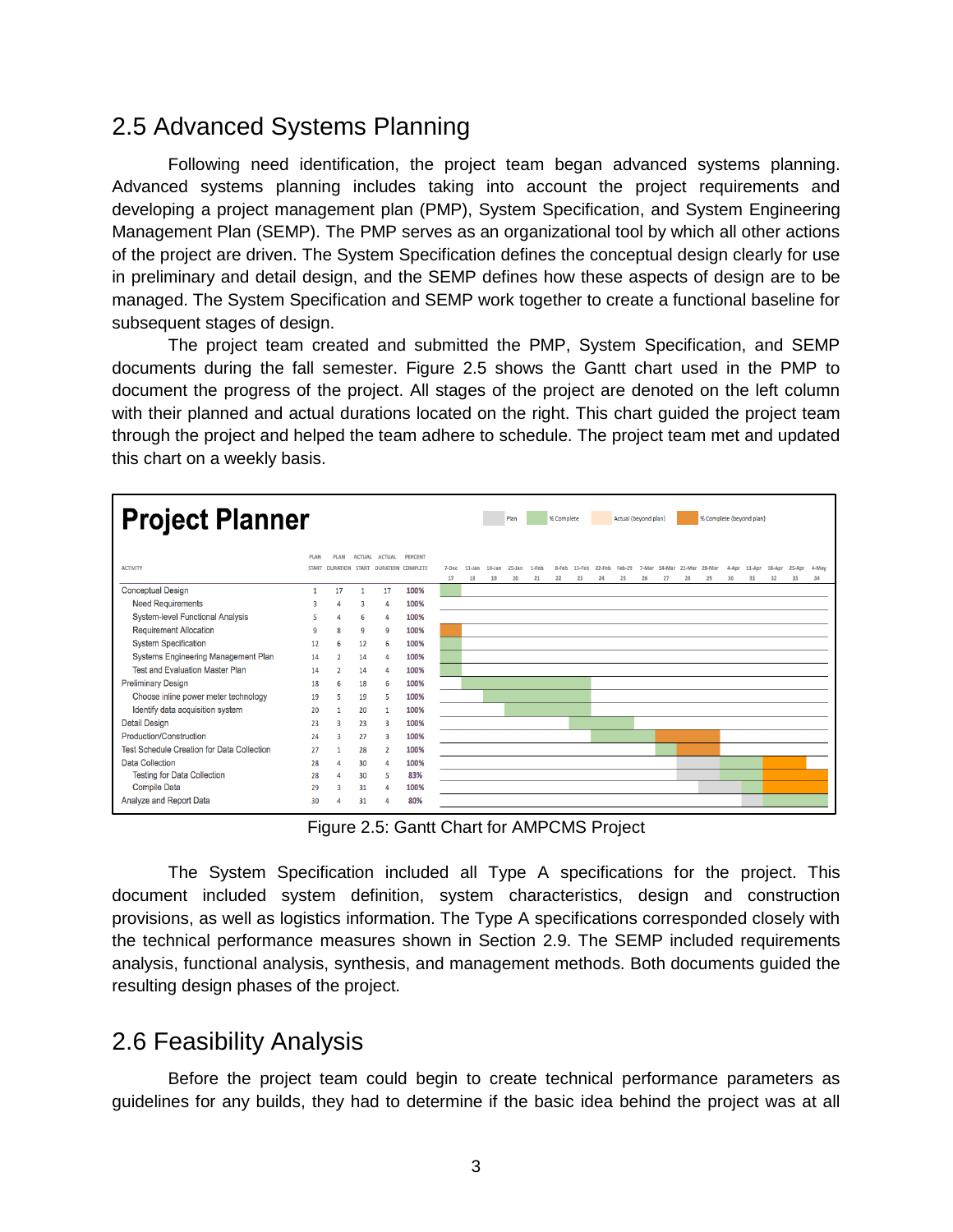## 2.5 Advanced Systems Planning

Following need identification, the project team began advanced systems planning. Advanced systems planning includes taking into account the project requirements and developing a project management plan (PMP), System Specification, and System Engineering Management Plan (SEMP). The PMP serves as an organizational tool by which all other actions of the project are driven. The System Specification defines the conceptual design clearly for use in preliminary and detail design, and the SEMP defines how these aspects of design are to be managed. The System Specification and SEMP work together to create a functional baseline for subsequent stages of design.

The project team created and submitted the PMP, System Specification, and SEMP documents during the fall semester. Figure 2.5 shows the Gantt chart used in the PMP to document the progress of the project. All stages of the project are denoted on the left column with their planned and actual durations located on the right. This chart guided the project team through the project and helped the team adhere to schedule. The project team met and updated this chart on a weekly basis.

**Project Planner**

| ACTIVITY | PLAN START | PLAN DURATION | ACTUAL START | ACTUAL DURATION | PERCENT COMPLETE |
|---|---|---|---|---|---|
| Conceptual Design | 1 | 17 | 1 | 17 | 100% |
| Need Requirements | 3 | 4 | 3 | 4 | 100% |
| System-level Functional Analysis | 5 | 4 | 6 | 4 | 100% |
| Requirement Allocation | 9 | 8 | 9 | 9 | 100% |
| System Specification | 12 | 6 | 12 | 6 | 100% |
| Systems Engineering Management Plan | 14 | 2 | 14 | 4 | 100% |
| Test and Evaluation Master Plan | 14 | 2 | 14 | 4 | 100% |
| Preliminary Design | 18 | 6 | 18 | 6 | 100% |
| Choose inline power meter technology | 19 | 5 | 19 | 5 | 100% |
| Identify data acquisition system | 20 | 1 | 20 | 1 | 100% |
| Detail Design | 23 | 3 | 23 | 3 | 100% |
| Production/Construction | 24 | 3 | 27 | 3 | 100% |
| Test Schedule Creation for Data Collection | 27 | 1 | 28 | 2 | 100% |
| Data Collection | 28 | 4 | 30 | 4 | 100% |
| Testing for Data Collection | 28 | 4 | 30 | 5 | 83% |
| Compile Data | 29 | 3 | 31 | 4 | 100% |
| Analyze and Report Data | 30 | 4 | 31 | 4 | 80% |

Figure 2.5: Gantt Chart for AMPCMS Project

The System Specification included all Type A specifications for the project. This document included system definition, system characteristics, design and construction provisions, as well as logistics information. The Type A specifications corresponded closely with the technical performance measures shown in Section 2.9. The SEMP included requirements analysis, functional analysis, synthesis, and management methods. Both documents guided the resulting design phases of the project.

## 2.6 Feasibility Analysis

Before the project team could begin to create technical performance parameters as guidelines for any builds, they had to determine if the basic idea behind the project was at all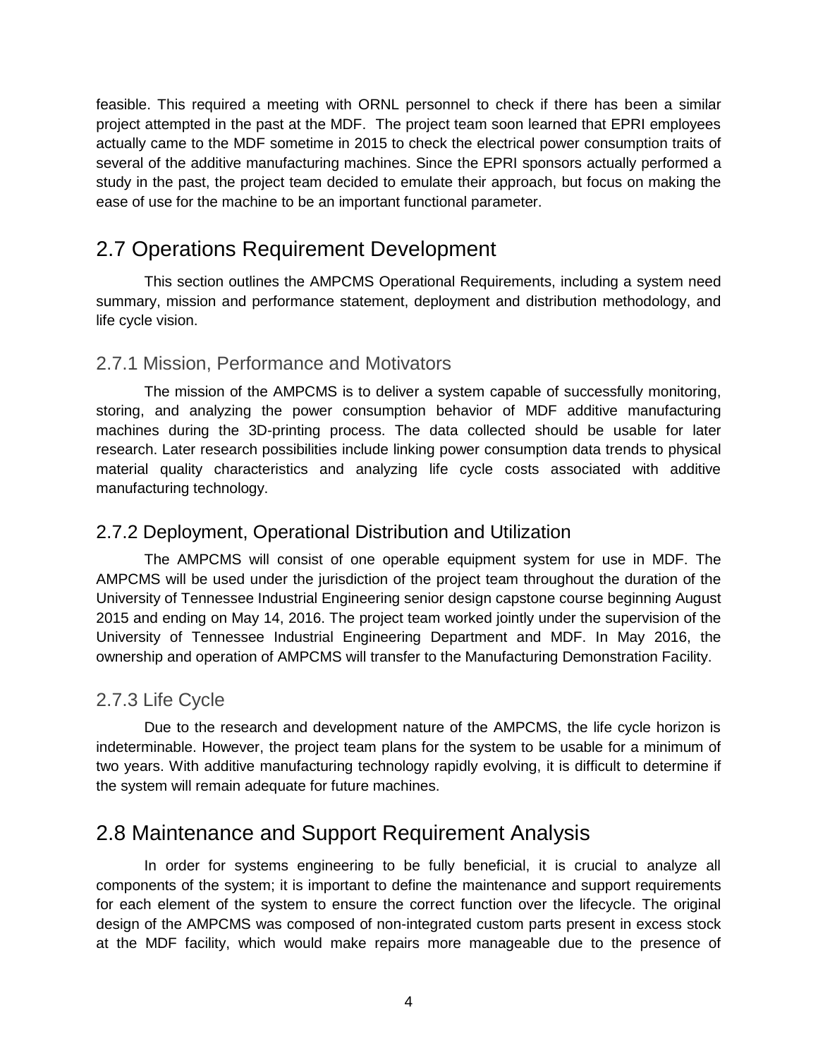feasible. This required a meeting with ORNL personnel to check if there has been a similar project attempted in the past at the MDF. The project team soon learned that EPRI employees actually came to the MDF sometime in 2015 to check the electrical power consumption traits of several of the additive manufacturing machines. Since the EPRI sponsors actually performed a study in the past, the project team decided to emulate their approach, but focus on making the ease of use for the machine to be an important functional parameter.

## 2.7 Operations Requirement Development

This section outlines the AMPCMS Operational Requirements, including a system need summary, mission and performance statement, deployment and distribution methodology, and life cycle vision.

### 2.7.1 Mission, Performance and Motivators

The mission of the AMPCMS is to deliver a system capable of successfully monitoring, storing, and analyzing the power consumption behavior of MDF additive manufacturing machines during the 3D-printing process. The data collected should be usable for later research. Later research possibilities include linking power consumption data trends to physical material quality characteristics and analyzing life cycle costs associated with additive manufacturing technology.

### 2.7.2 Deployment, Operational Distribution and Utilization

The AMPCMS will consist of one operable equipment system for use in MDF. The AMPCMS will be used under the jurisdiction of the project team throughout the duration of the University of Tennessee Industrial Engineering senior design capstone course beginning August 2015 and ending on May 14, 2016. The project team worked jointly under the supervision of the University of Tennessee Industrial Engineering Department and MDF. In May 2016, the ownership and operation of AMPCMS will transfer to the Manufacturing Demonstration Facility.

### 2.7.3 Life Cycle

Due to the research and development nature of the AMPCMS, the life cycle horizon is indeterminable. However, the project team plans for the system to be usable for a minimum of two years. With additive manufacturing technology rapidly evolving, it is difficult to determine if the system will remain adequate for future machines.

## 2.8 Maintenance and Support Requirement Analysis

In order for systems engineering to be fully beneficial, it is crucial to analyze all components of the system; it is important to define the maintenance and support requirements for each element of the system to ensure the correct function over the lifecycle. The original design of the AMPCMS was composed of non-integrated custom parts present in excess stock at the MDF facility, which would make repairs more manageable due to the presence of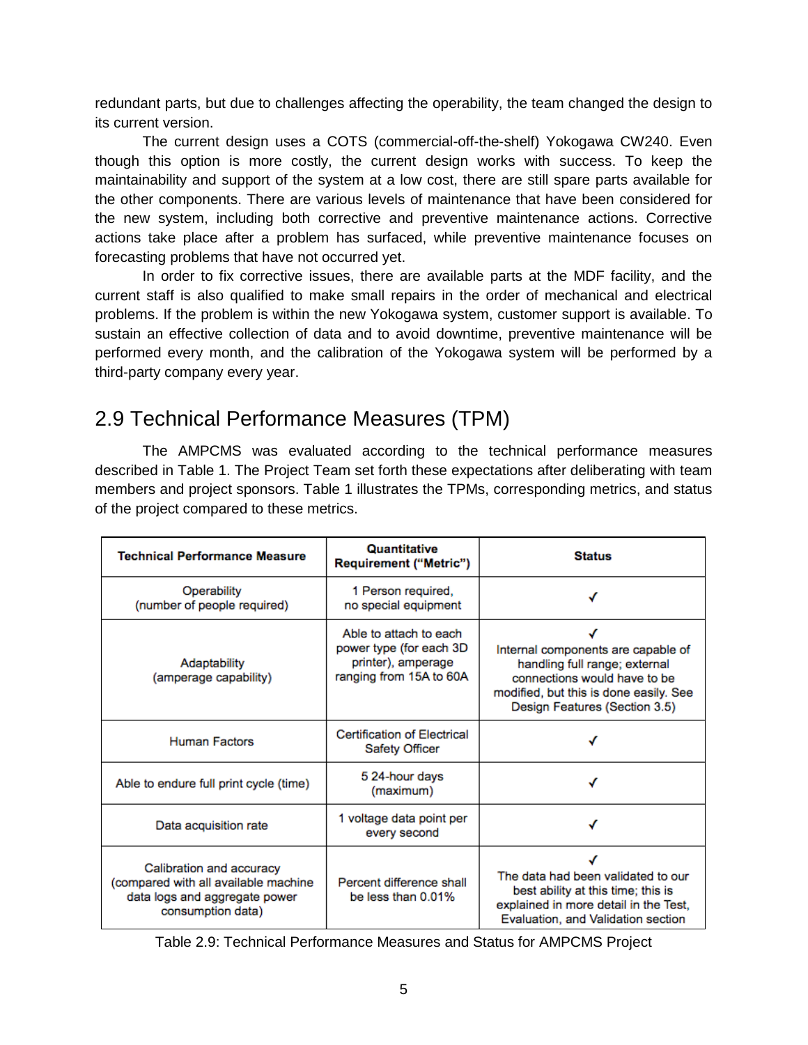redundant parts, but due to challenges affecting the operability, the team changed the design to its current version.

The current design uses a COTS (commercial-off-the-shelf) Yokogawa CW240. Even though this option is more costly, the current design works with success. To keep the maintainability and support of the system at a low cost, there are still spare parts available for the other components. There are various levels of maintenance that have been considered for the new system, including both corrective and preventive maintenance actions. Corrective actions take place after a problem has surfaced, while preventive maintenance focuses on forecasting problems that have not occurred yet.

In order to fix corrective issues, there are available parts at the MDF facility, and the current staff is also qualified to make small repairs in the order of mechanical and electrical problems. If the problem is within the new Yokogawa system, customer support is available. To sustain an effective collection of data and to avoid downtime, preventive maintenance will be performed every month, and the calibration of the Yokogawa system will be performed by a third-party company every year.

## 2.9 Technical Performance Measures (TPM)

The AMPCMS was evaluated according to the technical performance measures described in Table 1. The Project Team set forth these expectations after deliberating with team members and project sponsors. Table 1 illustrates the TPMs, corresponding metrics, and status of the project compared to these metrics.

| Technical Performance Measure | Quantitative Requirement ("Metric") | Status |
|---|---|---|
| Operability (number of people required) | 1 Person required, no special equipment | ✓ |
| Adaptability (amperage capability) | Able to attach to each power type (for each 3D printer), amperage ranging from 15A to 60A | ✓ Internal components are capable of handling full range; external connections would have to be modified, but this is done easily. See Design Features (Section 3.5) |
| Human Factors | Certification of Electrical Safety Officer | ✓ |
| Able to endure full print cycle (time) | 5 24-hour days (maximum) | ✓ |
| Data acquisition rate | 1 voltage data point per every second | ✓ |
| Calibration and accuracy (compared with all available machine data logs and aggregate power consumption data) | Percent difference shall be less than 0.01% | ✓ The data had been validated to our best ability at this time; this is explained in more detail in the Test, Evaluation, and Validation section |

Table 2.9: Technical Performance Measures and Status for AMPCMS Project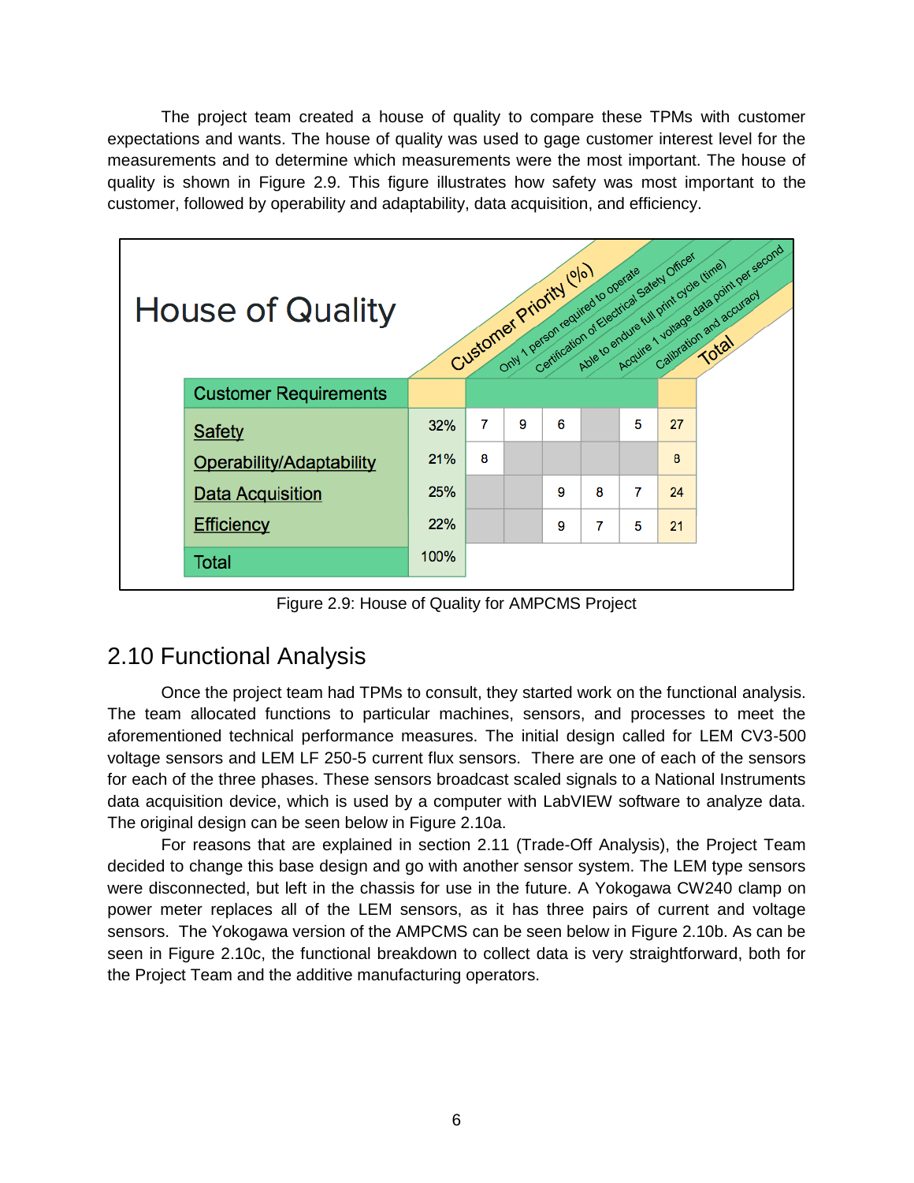The project team created a house of quality to compare these TPMs with customer expectations and wants. The house of quality was used to gage customer interest level for the measurements and to determine which measurements were the most important. The house of quality is shown in Figure 2.9. This figure illustrates how safety was most important to the customer, followed by operability and adaptability, data acquisition, and efficiency.

**House of Quality**

| Customer Requirements | Customer Priority (%) | Only 1 person required to operate | Certification of Electrical Safety Officer | Able to endure full print cycle (time) | Acquire 1 voltage data point per second | Calibration and accuracy | Total |
|---|---|---|---|---|---|---|---|
| Safety | 32% | 7 | 9 | 6 | | 5 | 27 |
| Operability/Adaptability | 21% | 8 | | | | | 8 |
| Data Acquisition | 25% | | | 9 | 8 | 7 | 24 |
| Efficiency | 22% | | | 9 | 7 | 5 | 21 |
| Total | 100% | | | | | | |

Figure 2.9: House of Quality for AMPCMS Project

## 2.10 Functional Analysis

Once the project team had TPMs to consult, they started work on the functional analysis. The team allocated functions to particular machines, sensors, and processes to meet the aforementioned technical performance measures. The initial design called for LEM CV3-500 voltage sensors and LEM LF 250-5 current flux sensors. There are one of each of the sensors for each of the three phases. These sensors broadcast scaled signals to a National Instruments data acquisition device, which is used by a computer with LabVIEW software to analyze data. The original design can be seen below in Figure 2.10a.

For reasons that are explained in section 2.11 (Trade-Off Analysis), the Project Team decided to change this base design and go with another sensor system. The LEM type sensors were disconnected, but left in the chassis for use in the future. A Yokogawa CW240 clamp on power meter replaces all of the LEM sensors, as it has three pairs of current and voltage sensors. The Yokogawa version of the AMPCMS can be seen below in Figure 2.10b. As can be seen in Figure 2.10c, the functional breakdown to collect data is very straightforward, both for the Project Team and the additive manufacturing operators.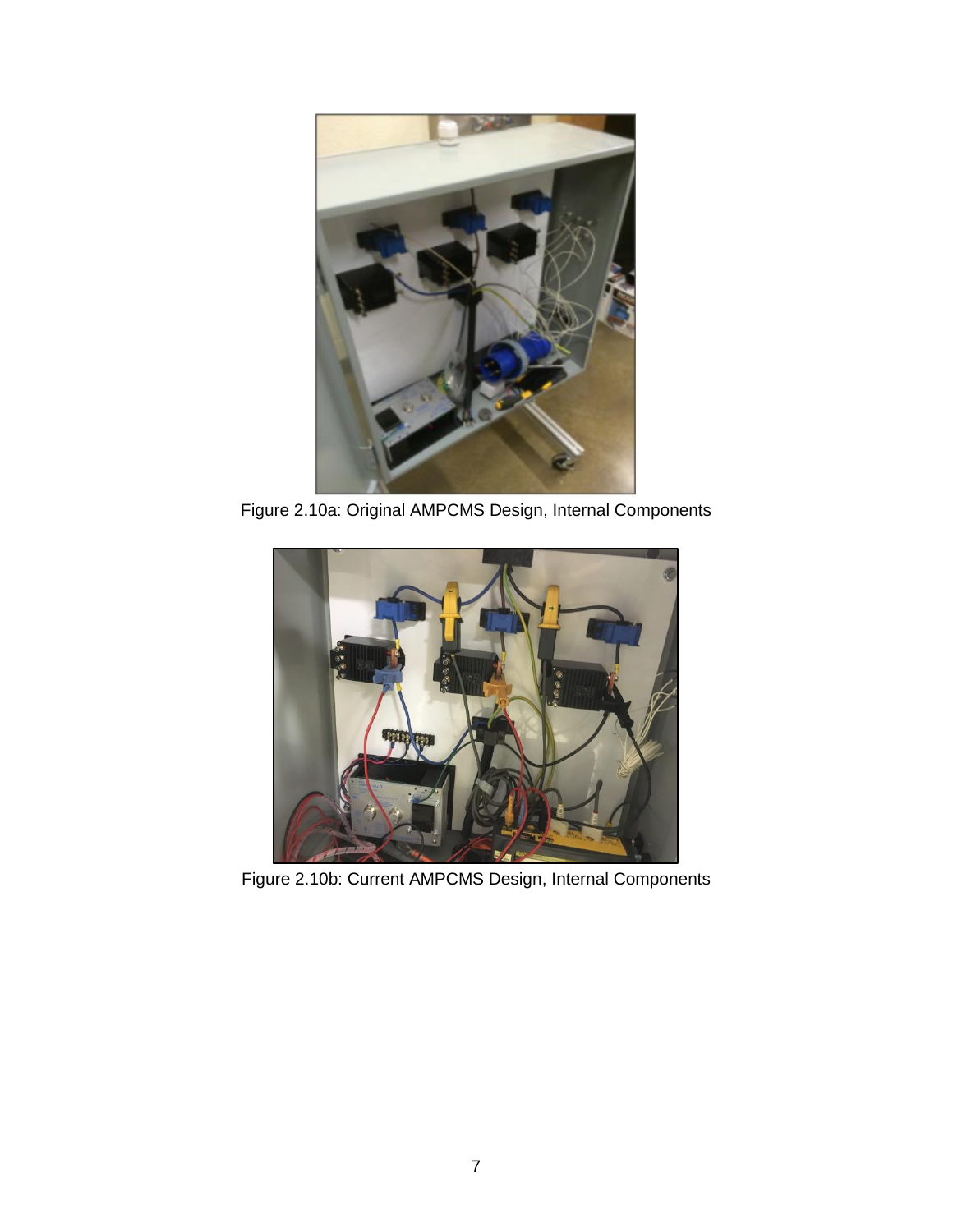Figure 2.10a: Original AMPCMS Design, Internal Components

Figure 2.10b: Current AMPCMS Design, Internal Components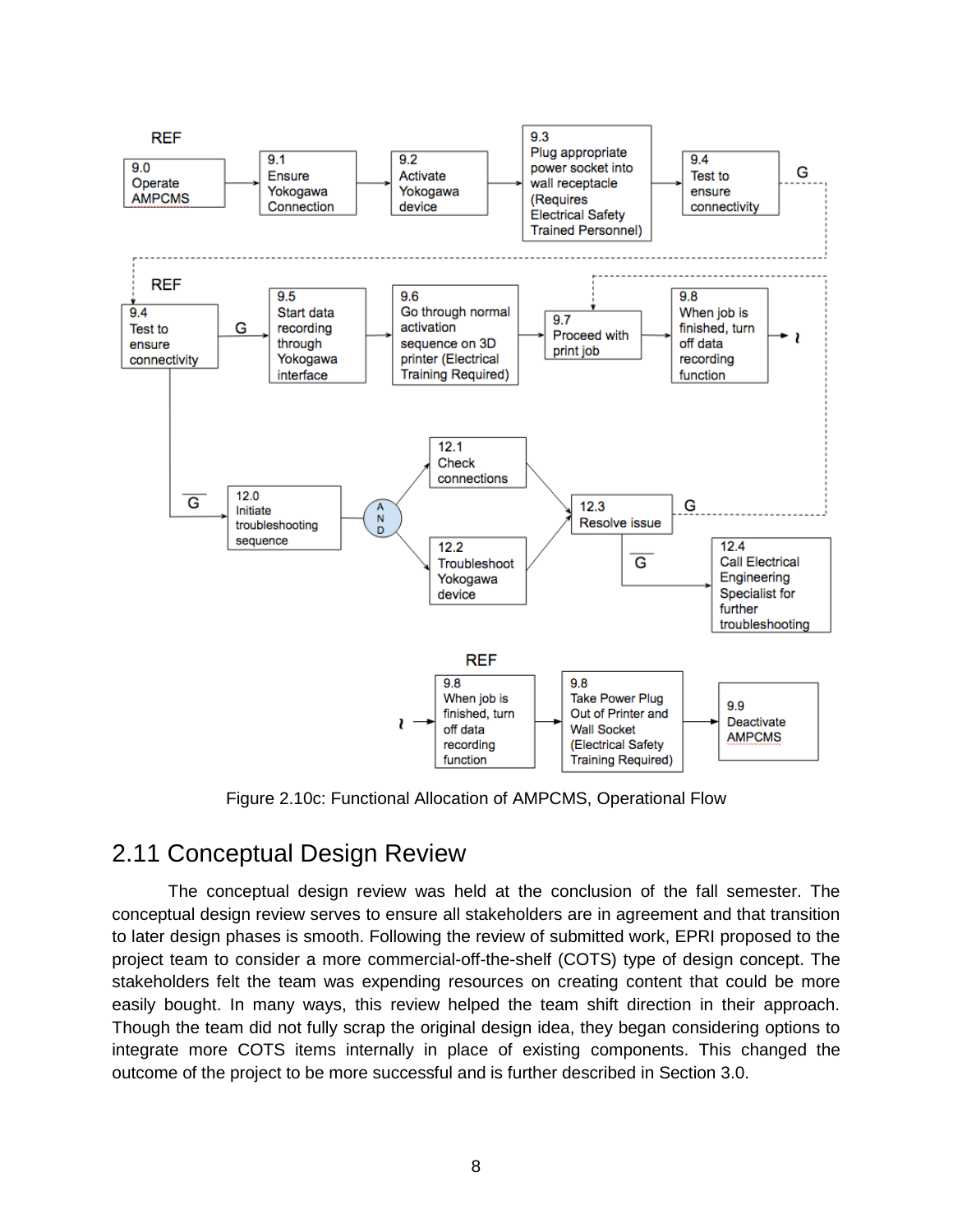REF

9.0 Operate AMPCMS → 9.1 Ensure Yokogawa Connection → 9.2 Activate Yokogawa device → 9.3 Plug appropriate power socket into wall receptacle (Requires Electrical Safety Trained Personnel) → 9.4 Test to ensure connectivity — G

REF

9.4 Test to ensure connectivity — G → 9.5 Start data recording through Yokogawa interface → 9.6 Go through normal activation sequence on 3D printer (Electrical Training Required) → 9.7 Proceed with print job → 9.8 When job is finished, turn off data recording function → ≀

G → 12.0 Initiate troubleshooting sequence → AND → 12.1 Check connections / 12.2 Troubleshoot Yokogawa device → 12.3 Resolve issue — G

G → 12.4 Call Electrical Engineering Specialist for further troubleshooting

REF

≀ → 9.8 When job is finished, turn off data recording function → 9.8 Take Power Plug Out of Printer and Wall Socket (Electrical Safety Training Required) → 9.9 Deactivate AMPCMS

Figure 2.10c: Functional Allocation of AMPCMS, Operational Flow

## 2.11 Conceptual Design Review

The conceptual design review was held at the conclusion of the fall semester. The conceptual design review serves to ensure all stakeholders are in agreement and that transition to later design phases is smooth. Following the review of submitted work, EPRI proposed to the project team to consider a more commercial-off-the-shelf (COTS) type of design concept. The stakeholders felt the team was expending resources on creating content that could be more easily bought. In many ways, this review helped the team shift direction in their approach. Though the team did not fully scrap the original design idea, they began considering options to integrate more COTS items internally in place of existing components. This changed the outcome of the project to be more successful and is further described in Section 3.0.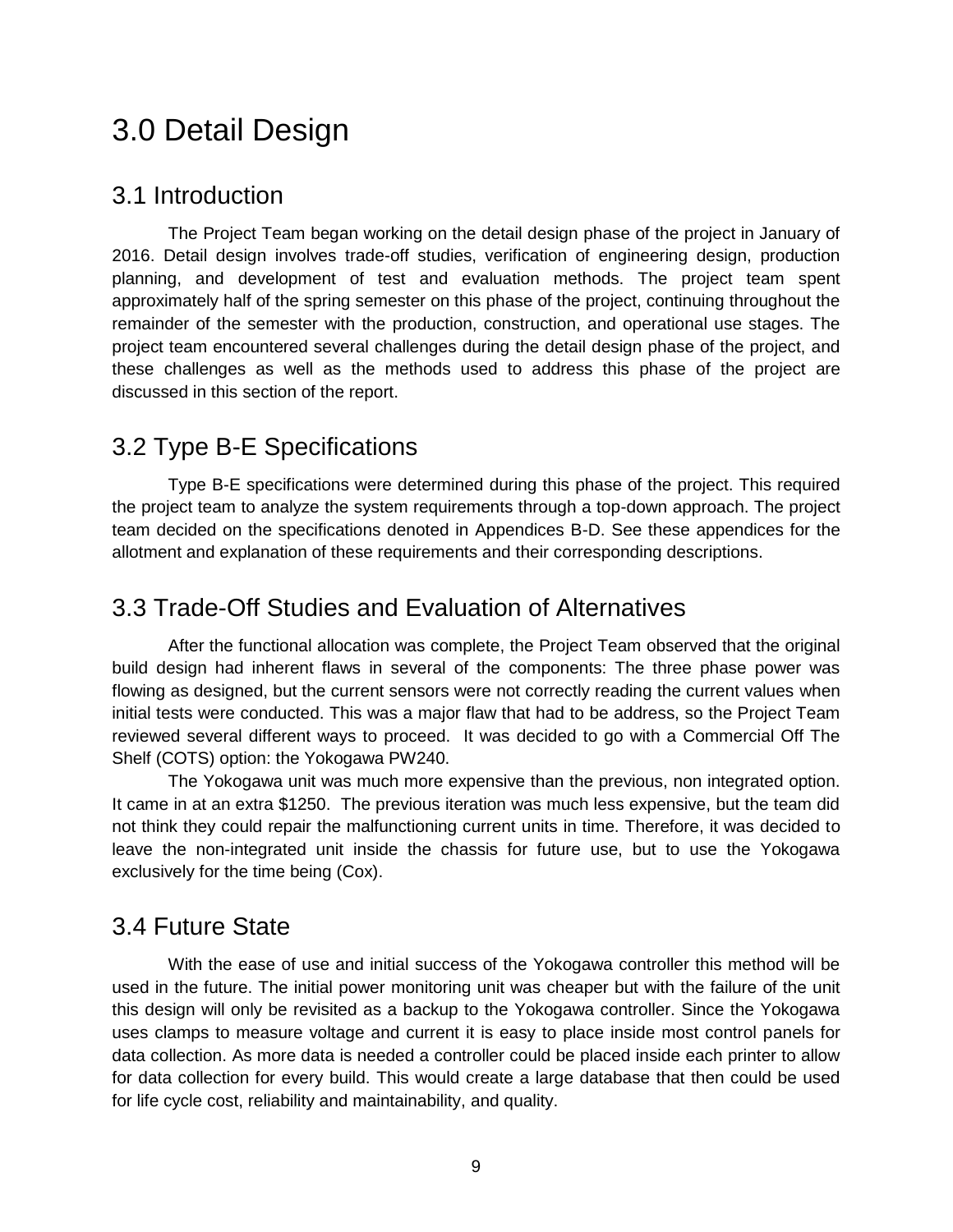# 3.0 Detail Design

## 3.1 Introduction

The Project Team began working on the detail design phase of the project in January of 2016. Detail design involves trade-off studies, verification of engineering design, production planning, and development of test and evaluation methods. The project team spent approximately half of the spring semester on this phase of the project, continuing throughout the remainder of the semester with the production, construction, and operational use stages. The project team encountered several challenges during the detail design phase of the project, and these challenges as well as the methods used to address this phase of the project are discussed in this section of the report.

## 3.2 Type B-E Specifications

Type B-E specifications were determined during this phase of the project. This required the project team to analyze the system requirements through a top-down approach. The project team decided on the specifications denoted in Appendices B-D. See these appendices for the allotment and explanation of these requirements and their corresponding descriptions.

## 3.3 Trade-Off Studies and Evaluation of Alternatives

After the functional allocation was complete, the Project Team observed that the original build design had inherent flaws in several of the components: The three phase power was flowing as designed, but the current sensors were not correctly reading the current values when initial tests were conducted. This was a major flaw that had to be address, so the Project Team reviewed several different ways to proceed. It was decided to go with a Commercial Off The Shelf (COTS) option: the Yokogawa PW240.

The Yokogawa unit was much more expensive than the previous, non integrated option. It came in at an extra $1250. The previous iteration was much less expensive, but the team did not think they could repair the malfunctioning current units in time. Therefore, it was decided to leave the non-integrated unit inside the chassis for future use, but to use the Yokogawa exclusively for the time being (Cox).

## 3.4 Future State

With the ease of use and initial success of the Yokogawa controller this method will be used in the future. The initial power monitoring unit was cheaper but with the failure of the unit this design will only be revisited as a backup to the Yokogawa controller. Since the Yokogawa uses clamps to measure voltage and current it is easy to place inside most control panels for data collection. As more data is needed a controller could be placed inside each printer to allow for data collection for every build. This would create a large database that then could be used for life cycle cost, reliability and maintainability, and quality.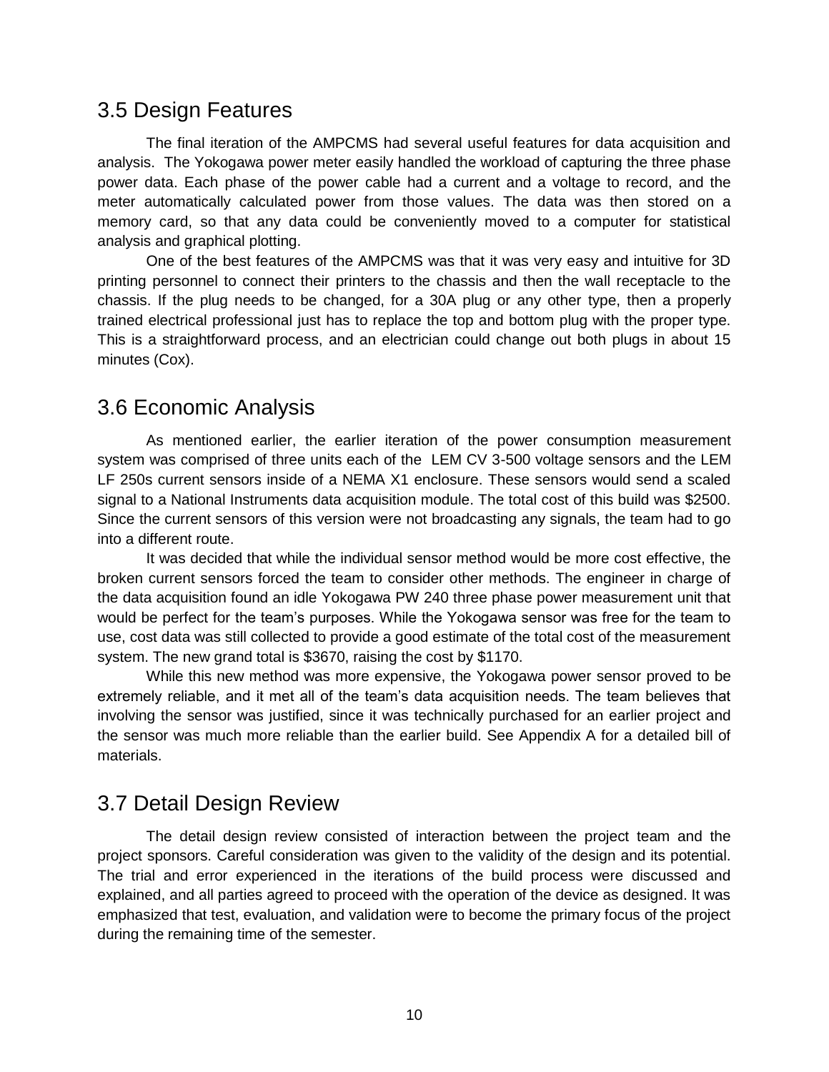## 3.5 Design Features

The final iteration of the AMPCMS had several useful features for data acquisition and analysis. The Yokogawa power meter easily handled the workload of capturing the three phase power data. Each phase of the power cable had a current and a voltage to record, and the meter automatically calculated power from those values. The data was then stored on a memory card, so that any data could be conveniently moved to a computer for statistical analysis and graphical plotting.

One of the best features of the AMPCMS was that it was very easy and intuitive for 3D printing personnel to connect their printers to the chassis and then the wall receptacle to the chassis. If the plug needs to be changed, for a 30A plug or any other type, then a properly trained electrical professional just has to replace the top and bottom plug with the proper type. This is a straightforward process, and an electrician could change out both plugs in about 15 minutes (Cox).

## 3.6 Economic Analysis

As mentioned earlier, the earlier iteration of the power consumption measurement system was comprised of three units each of the LEM CV 3-500 voltage sensors and the LEM LF 250s current sensors inside of a NEMA X1 enclosure. These sensors would send a scaled signal to a National Instruments data acquisition module. The total cost of this build was $2500. Since the current sensors of this version were not broadcasting any signals, the team had to go into a different route.

It was decided that while the individual sensor method would be more cost effective, the broken current sensors forced the team to consider other methods. The engineer in charge of the data acquisition found an idle Yokogawa PW 240 three phase power measurement unit that would be perfect for the team's purposes. While the Yokogawa sensor was free for the team to use, cost data was still collected to provide a good estimate of the total cost of the measurement system. The new grand total is $3670, raising the cost by $1170.

While this new method was more expensive, the Yokogawa power sensor proved to be extremely reliable, and it met all of the team's data acquisition needs. The team believes that involving the sensor was justified, since it was technically purchased for an earlier project and the sensor was much more reliable than the earlier build. See Appendix A for a detailed bill of materials.

## 3.7 Detail Design Review

The detail design review consisted of interaction between the project team and the project sponsors. Careful consideration was given to the validity of the design and its potential. The trial and error experienced in the iterations of the build process were discussed and explained, and all parties agreed to proceed with the operation of the device as designed. It was emphasized that test, evaluation, and validation were to become the primary focus of the project during the remaining time of the semester.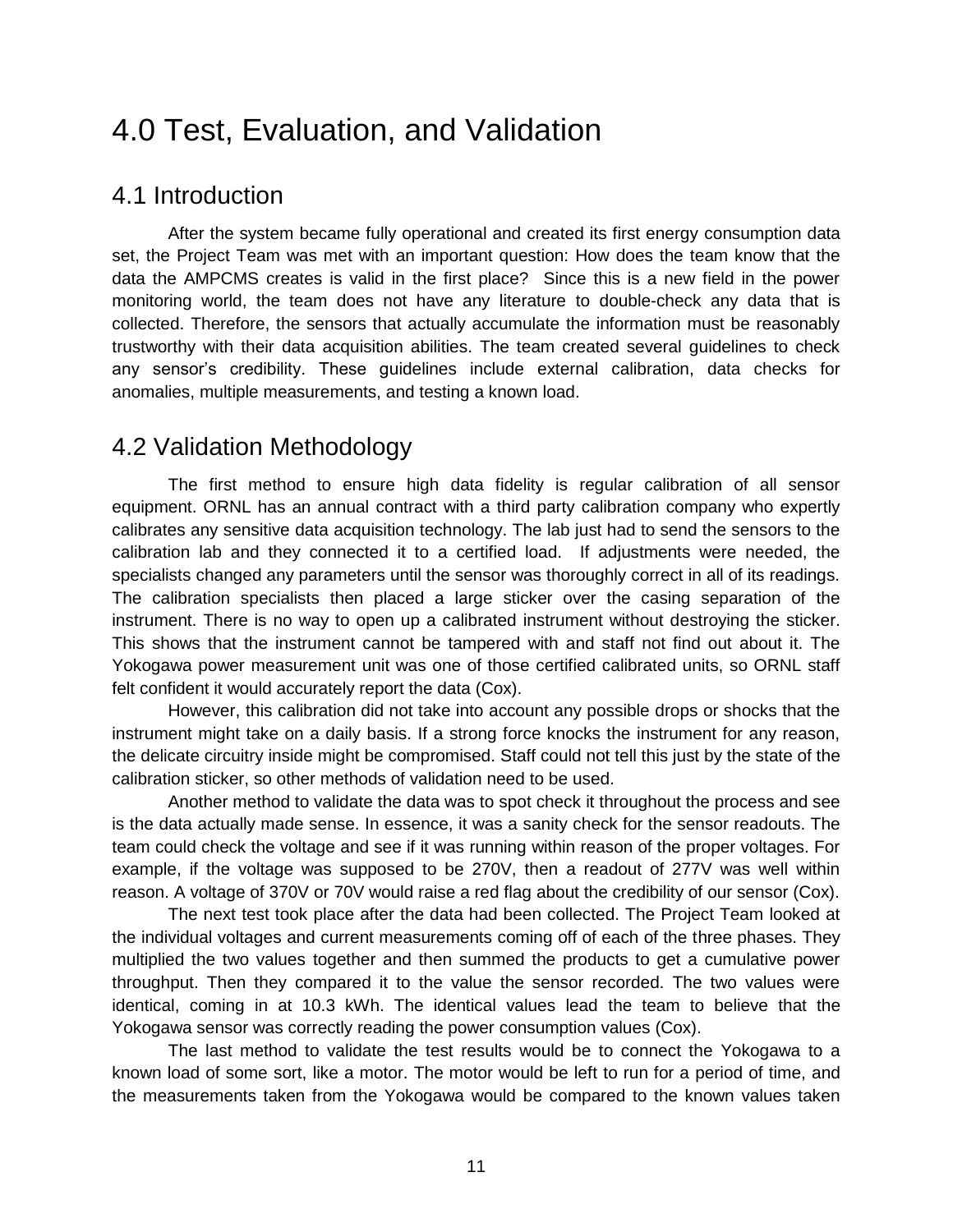# 4.0 Test, Evaluation, and Validation

## 4.1 Introduction

After the system became fully operational and created its first energy consumption data set, the Project Team was met with an important question: How does the team know that the data the AMPCMS creates is valid in the first place? Since this is a new field in the power monitoring world, the team does not have any literature to double-check any data that is collected. Therefore, the sensors that actually accumulate the information must be reasonably trustworthy with their data acquisition abilities. The team created several guidelines to check any sensor's credibility. These guidelines include external calibration, data checks for anomalies, multiple measurements, and testing a known load.

## 4.2 Validation Methodology

The first method to ensure high data fidelity is regular calibration of all sensor equipment. ORNL has an annual contract with a third party calibration company who expertly calibrates any sensitive data acquisition technology. The lab just had to send the sensors to the calibration lab and they connected it to a certified load. If adjustments were needed, the specialists changed any parameters until the sensor was thoroughly correct in all of its readings. The calibration specialists then placed a large sticker over the casing separation of the instrument. There is no way to open up a calibrated instrument without destroying the sticker. This shows that the instrument cannot be tampered with and staff not find out about it. The Yokogawa power measurement unit was one of those certified calibrated units, so ORNL staff felt confident it would accurately report the data (Cox).

However, this calibration did not take into account any possible drops or shocks that the instrument might take on a daily basis. If a strong force knocks the instrument for any reason, the delicate circuitry inside might be compromised. Staff could not tell this just by the state of the calibration sticker, so other methods of validation need to be used.

Another method to validate the data was to spot check it throughout the process and see is the data actually made sense. In essence, it was a sanity check for the sensor readouts. The team could check the voltage and see if it was running within reason of the proper voltages. For example, if the voltage was supposed to be 270V, then a readout of 277V was well within reason. A voltage of 370V or 70V would raise a red flag about the credibility of our sensor (Cox).

The next test took place after the data had been collected. The Project Team looked at the individual voltages and current measurements coming off of each of the three phases. They multiplied the two values together and then summed the products to get a cumulative power throughput. Then they compared it to the value the sensor recorded. The two values were identical, coming in at 10.3 kWh. The identical values lead the team to believe that the Yokogawa sensor was correctly reading the power consumption values (Cox).

The last method to validate the test results would be to connect the Yokogawa to a known load of some sort, like a motor. The motor would be left to run for a period of time, and the measurements taken from the Yokogawa would be compared to the known values taken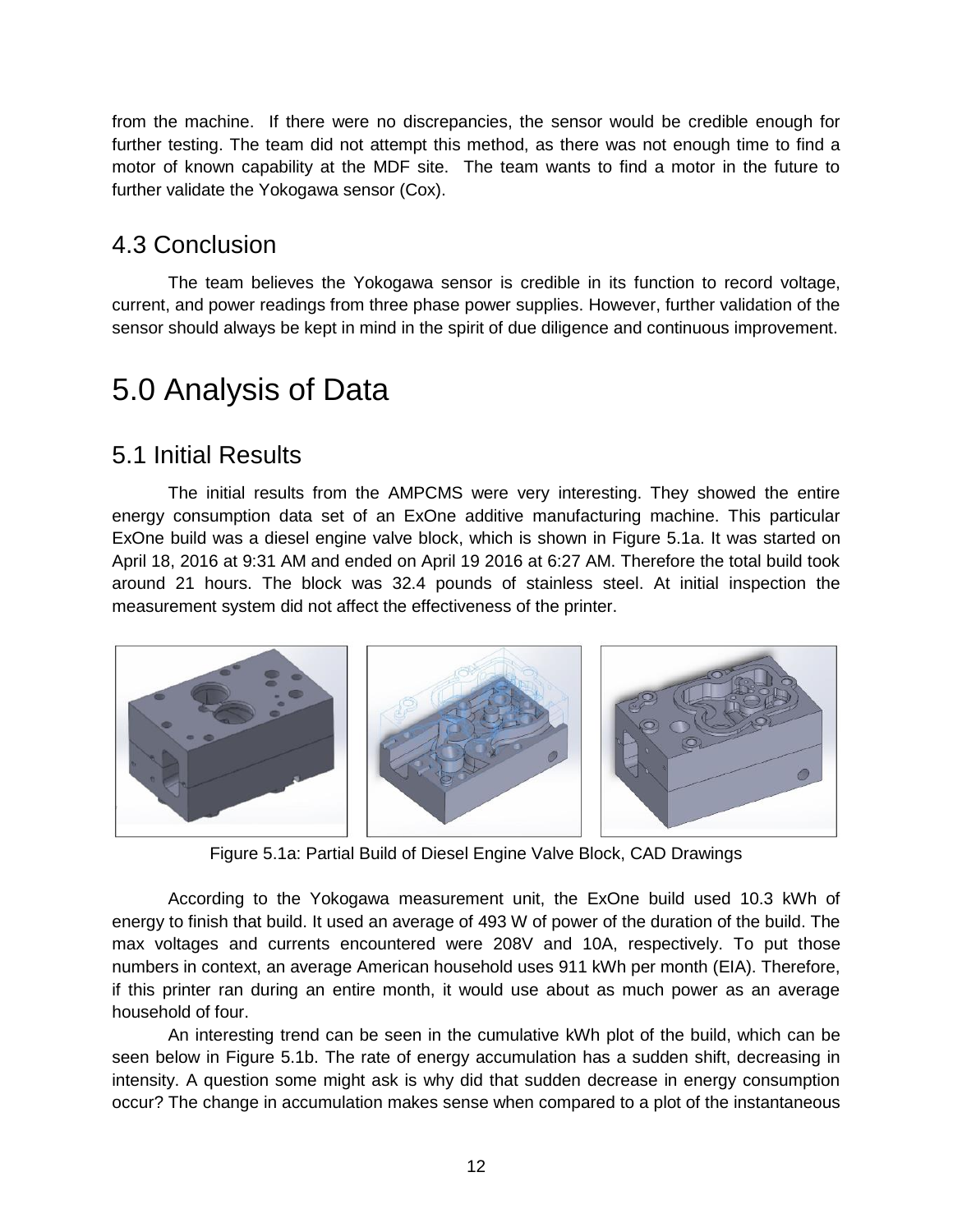from the machine. If there were no discrepancies, the sensor would be credible enough for further testing. The team did not attempt this method, as there was not enough time to find a motor of known capability at the MDF site. The team wants to find a motor in the future to further validate the Yokogawa sensor (Cox).

## 4.3 Conclusion

The team believes the Yokogawa sensor is credible in its function to record voltage, current, and power readings from three phase power supplies. However, further validation of the sensor should always be kept in mind in the spirit of due diligence and continuous improvement.

# 5.0 Analysis of Data

## 5.1 Initial Results

The initial results from the AMPCMS were very interesting. They showed the entire energy consumption data set of an ExOne additive manufacturing machine. This particular ExOne build was a diesel engine valve block, which is shown in Figure 5.1a. It was started on April 18, 2016 at 9:31 AM and ended on April 19 2016 at 6:27 AM. Therefore the total build took around 21 hours. The block was 32.4 pounds of stainless steel. At initial inspection the measurement system did not affect the effectiveness of the printer.

Figure 5.1a: Partial Build of Diesel Engine Valve Block, CAD Drawings

According to the Yokogawa measurement unit, the ExOne build used 10.3 kWh of energy to finish that build. It used an average of 493 W of power of the duration of the build. The max voltages and currents encountered were 208V and 10A, respectively. To put those numbers in context, an average American household uses 911 kWh per month (EIA). Therefore, if this printer ran during an entire month, it would use about as much power as an average household of four.

An interesting trend can be seen in the cumulative kWh plot of the build, which can be seen below in Figure 5.1b. The rate of energy accumulation has a sudden shift, decreasing in intensity. A question some might ask is why did that sudden decrease in energy consumption occur? The change in accumulation makes sense when compared to a plot of the instantaneous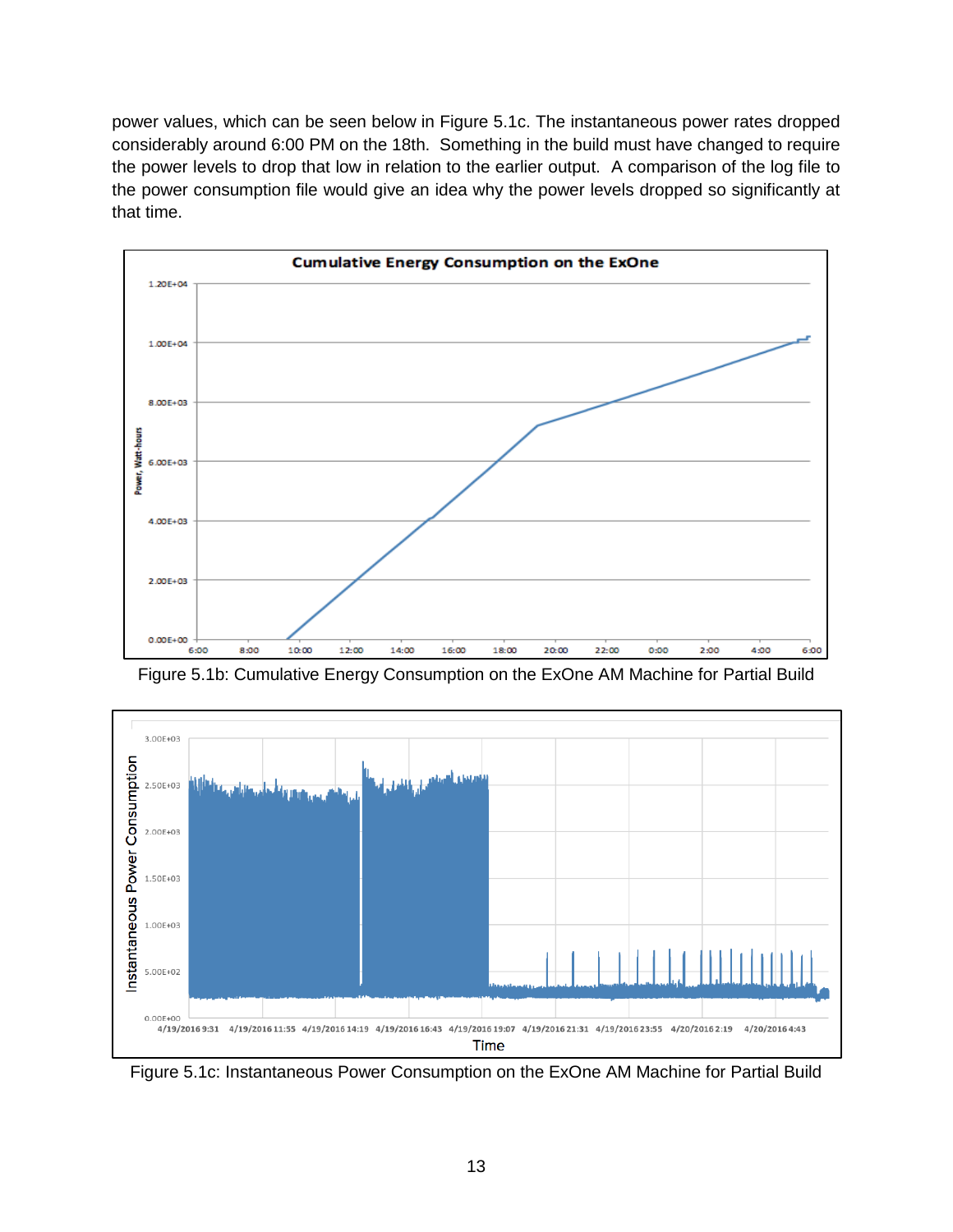power values, which can be seen below in Figure 5.1c. The instantaneous power rates dropped considerably around 6:00 PM on the 18th. Something in the build must have changed to require the power levels to drop that low in relation to the earlier output. A comparison of the log file to the power consumption file would give an idea why the power levels dropped so significantly at that time.

Figure 5.1b: Cumulative Energy Consumption on the ExOne AM Machine for Partial Build

Figure 5.1c: Instantaneous Power Consumption on the ExOne AM Machine for Partial Build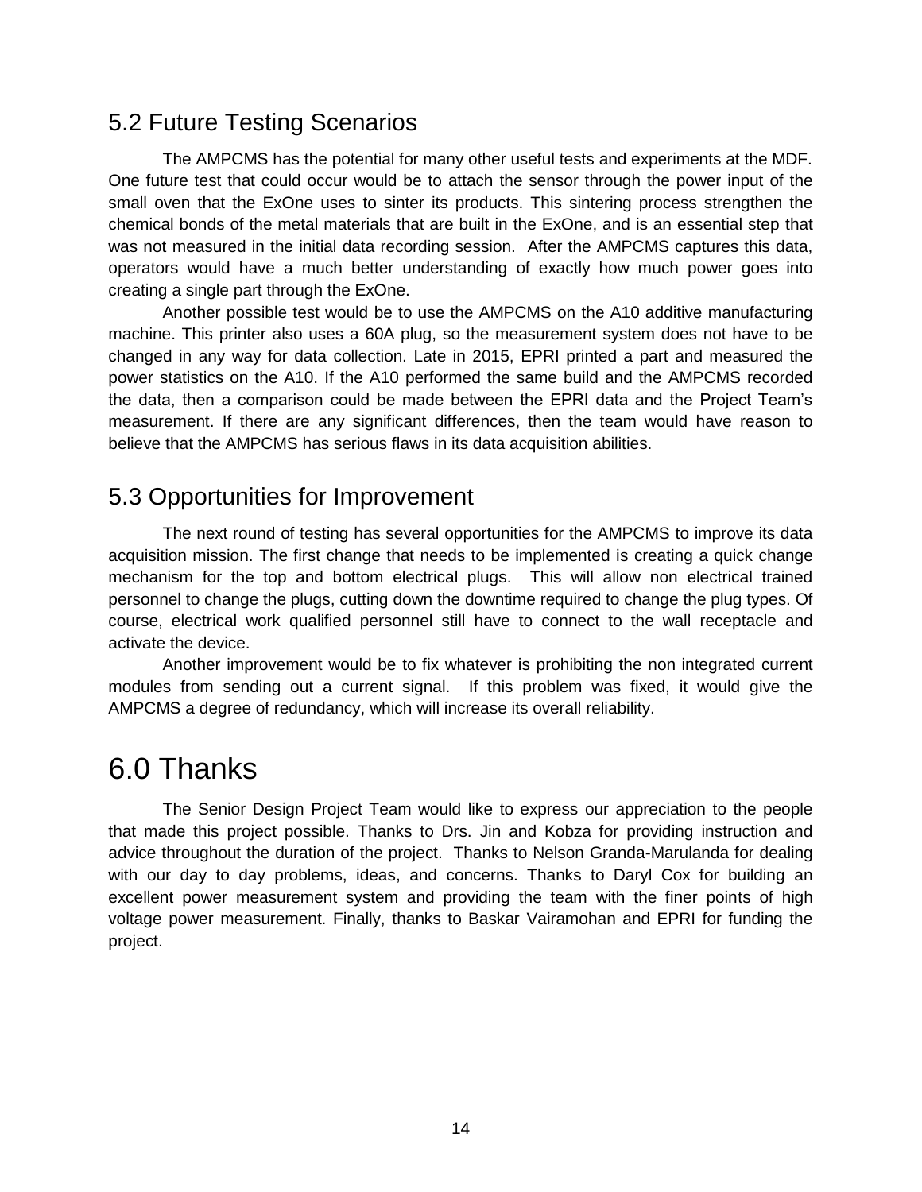## 5.2 Future Testing Scenarios

The AMPCMS has the potential for many other useful tests and experiments at the MDF. One future test that could occur would be to attach the sensor through the power input of the small oven that the ExOne uses to sinter its products. This sintering process strengthen the chemical bonds of the metal materials that are built in the ExOne, and is an essential step that was not measured in the initial data recording session. After the AMPCMS captures this data, operators would have a much better understanding of exactly how much power goes into creating a single part through the ExOne.

Another possible test would be to use the AMPCMS on the A10 additive manufacturing machine. This printer also uses a 60A plug, so the measurement system does not have to be changed in any way for data collection. Late in 2015, EPRI printed a part and measured the power statistics on the A10. If the A10 performed the same build and the AMPCMS recorded the data, then a comparison could be made between the EPRI data and the Project Team's measurement. If there are any significant differences, then the team would have reason to believe that the AMPCMS has serious flaws in its data acquisition abilities.

## 5.3 Opportunities for Improvement

The next round of testing has several opportunities for the AMPCMS to improve its data acquisition mission. The first change that needs to be implemented is creating a quick change mechanism for the top and bottom electrical plugs. This will allow non electrical trained personnel to change the plugs, cutting down the downtime required to change the plug types. Of course, electrical work qualified personnel still have to connect to the wall receptacle and activate the device.

Another improvement would be to fix whatever is prohibiting the non integrated current modules from sending out a current signal. If this problem was fixed, it would give the AMPCMS a degree of redundancy, which will increase its overall reliability.

# 6.0 Thanks

The Senior Design Project Team would like to express our appreciation to the people that made this project possible. Thanks to Drs. Jin and Kobza for providing instruction and advice throughout the duration of the project. Thanks to Nelson Granda-Marulanda for dealing with our day to day problems, ideas, and concerns. Thanks to Daryl Cox for building an excellent power measurement system and providing the team with the finer points of high voltage power measurement. Finally, thanks to Baskar Vairamohan and EPRI for funding the project.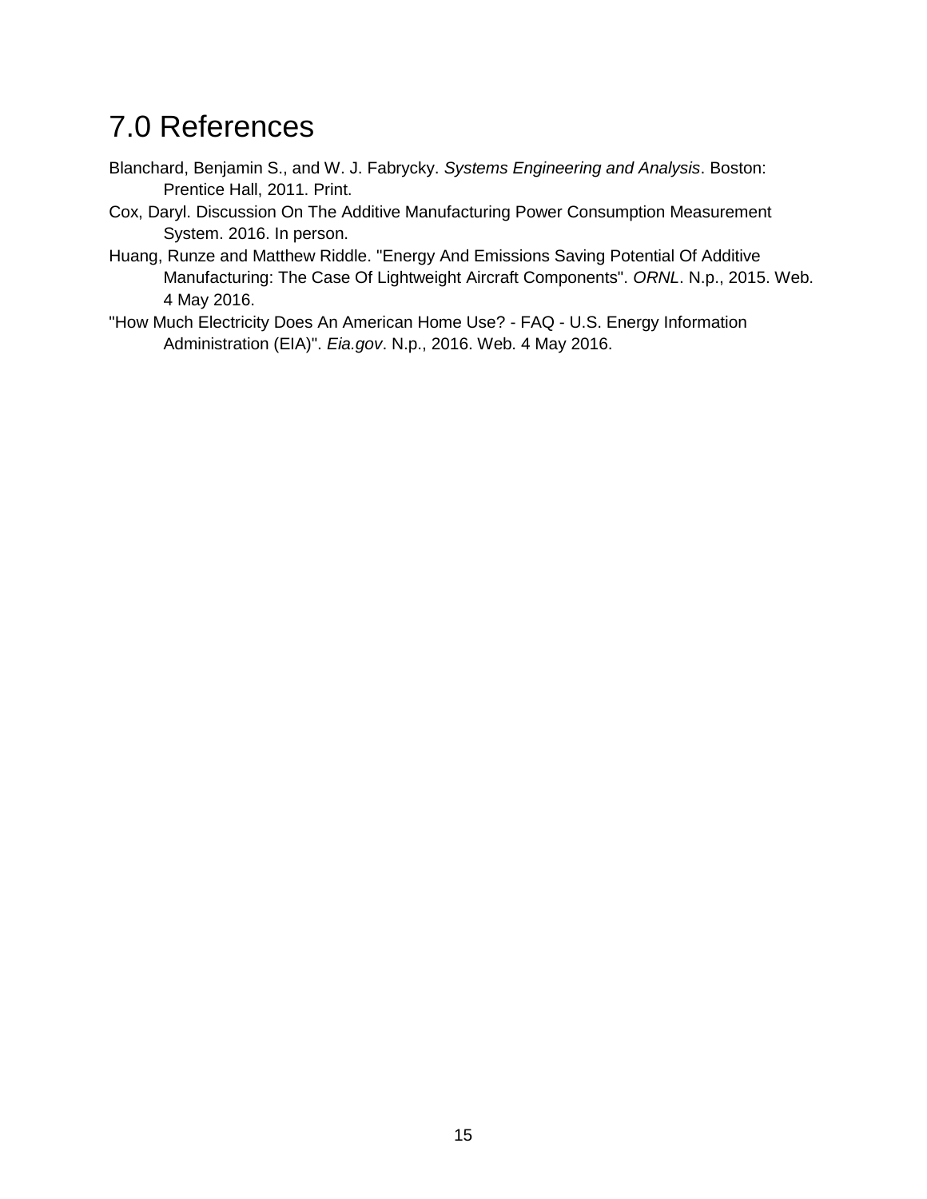# 7.0 References

Blanchard, Benjamin S., and W. J. Fabrycky. *Systems Engineering and Analysis*. Boston: Prentice Hall, 2011. Print.

Cox, Daryl. Discussion On The Additive Manufacturing Power Consumption Measurement System. 2016. In person.

Huang, Runze and Matthew Riddle. "Energy And Emissions Saving Potential Of Additive Manufacturing: The Case Of Lightweight Aircraft Components". *ORNL*. N.p., 2015. Web. 4 May 2016.

"How Much Electricity Does An American Home Use? - FAQ - U.S. Energy Information Administration (EIA)". *Eia.gov*. N.p., 2016. Web. 4 May 2016.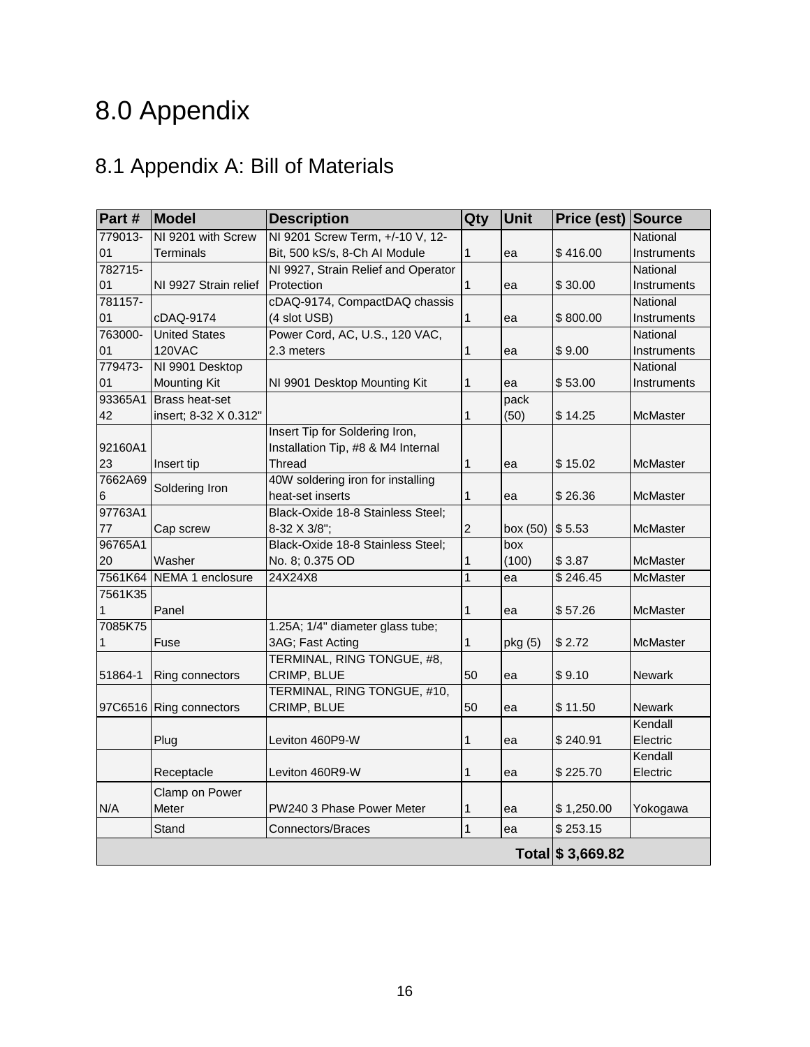# 8.0 Appendix

## 8.1 Appendix A: Bill of Materials

| Part # | Model | Description | Qty | Unit | Price (est) | Source |
|---|---|---|---|---|---|---|
| 779013-01 | NI 9201 with Screw Terminals | NI 9201 Screw Term, +/-10 V, 12-Bit, 500 kS/s, 8-Ch AI Module | 1 | ea | $ 416.00 | National Instruments |
| 782715-01 | NI 9927 Strain relief | NI 9927, Strain Relief and Operator Protection | 1 | ea | $ 30.00 | National Instruments |
| 781157-01 | cDAQ-9174 | cDAQ-9174, CompactDAQ chassis (4 slot USB) | 1 | ea | $ 800.00 | National Instruments |
| 763000-01 | United States 120VAC | Power Cord, AC, U.S., 120 VAC, 2.3 meters | 1 | ea | $ 9.00 | National Instruments |
| 779473-01 | NI 9901 Desktop Mounting Kit | NI 9901 Desktop Mounting Kit | 1 | ea | $ 53.00 | National Instruments |
| 93365A142 | Brass heat-set insert; 8-32 X 0.312" | | 1 | pack (50) | $ 14.25 | McMaster |
| 92160A123 | Insert tip | Insert Tip for Soldering Iron, Installation Tip, #8 & M4 Internal Thread | 1 | ea | $ 15.02 | McMaster |
| 7662A696 | Soldering Iron | 40W soldering iron for installing heat-set inserts | 1 | ea | $ 26.36 | McMaster |
| 97763A177 | Cap screw | Black-Oxide 18-8 Stainless Steel; 8-32 X 3/8"; | 2 | box (50) | $ 5.53 | McMaster |
| 96765A120 | Washer | Black-Oxide 18-8 Stainless Steel; No. 8; 0.375 OD | 1 | box (100) | $ 3.87 | McMaster |
| 7561K64 | NEMA 1 enclosure | 24X24X8 | 1 | ea | $ 246.45 | McMaster |
| 7561K351 | Panel | | 1 | ea | $ 57.26 | McMaster |
| 7085K751 | Fuse | 1.25A; 1/4" diameter glass tube; 3AG; Fast Acting | 1 | pkg (5) | $ 2.72 | McMaster |
| 51864-1 | Ring connectors | TERMINAL, RING TONGUE, #8, CRIMP, BLUE | 50 | ea | $ 9.10 | Newark |
| 97C6516 | Ring connectors | TERMINAL, RING TONGUE, #10, CRIMP, BLUE | 50 | ea | $ 11.50 | Newark |
| | Plug | Leviton 460P9-W | 1 | ea | $ 240.91 | Kendall Electric |
| | Receptacle | Leviton 460R9-W | 1 | ea | $ 225.70 | Kendall Electric |
| N/A | Clamp on Power Meter | PW240 3 Phase Power Meter | 1 | ea | $ 1,250.00 | Yokogawa |
| | Stand | Connectors/Braces | 1 | ea | $ 253.15 | |
| | | | | **Total** | **$ 3,669.82** | |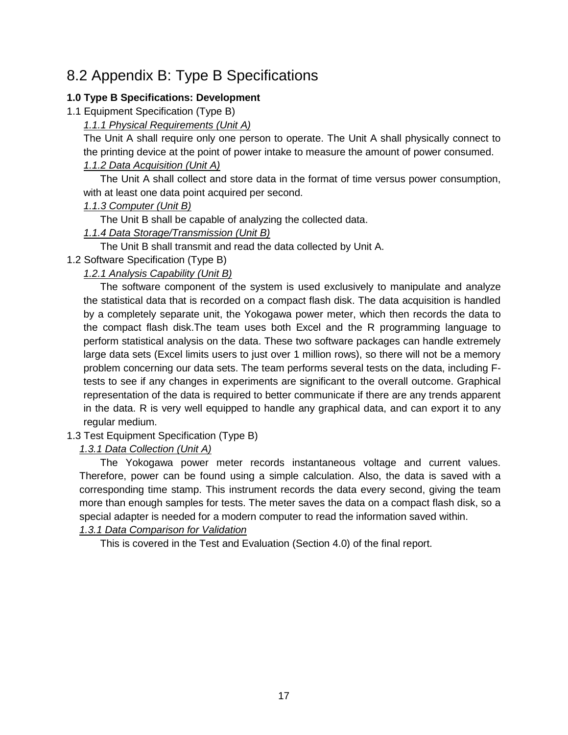## 8.2 Appendix B: Type B Specifications

**1.0 Type B Specifications: Development**

1.1 Equipment Specification (Type B)

*1.1.1 Physical Requirements (Unit A)*

The Unit A shall require only one person to operate. The Unit A shall physically connect to the printing device at the point of power intake to measure the amount of power consumed.

*1.1.2 Data Acquisition (Unit A)*

The Unit A shall collect and store data in the format of time versus power consumption, with at least one data point acquired per second.

*1.1.3 Computer (Unit B)*

The Unit B shall be capable of analyzing the collected data.

*1.1.4 Data Storage/Transmission (Unit B)*

The Unit B shall transmit and read the data collected by Unit A.

1.2 Software Specification (Type B)

*1.2.1 Analysis Capability (Unit B)*

The software component of the system is used exclusively to manipulate and analyze the statistical data that is recorded on a compact flash disk. The data acquisition is handled by a completely separate unit, the Yokogawa power meter, which then records the data to the compact flash disk.The team uses both Excel and the R programming language to perform statistical analysis on the data. These two software packages can handle extremely large data sets (Excel limits users to just over 1 million rows), so there will not be a memory problem concerning our data sets. The team performs several tests on the data, including F-tests to see if any changes in experiments are significant to the overall outcome. Graphical representation of the data is required to better communicate if there are any trends apparent in the data. R is very well equipped to handle any graphical data, and can export it to any regular medium.

1.3 Test Equipment Specification (Type B)

*1.3.1 Data Collection (Unit A)*

The Yokogawa power meter records instantaneous voltage and current values. Therefore, power can be found using a simple calculation. Also, the data is saved with a corresponding time stamp. This instrument records the data every second, giving the team more than enough samples for tests. The meter saves the data on a compact flash disk, so a special adapter is needed for a modern computer to read the information saved within.

*1.3.1 Data Comparison for Validation*

This is covered in the Test and Evaluation (Section 4.0) of the final report.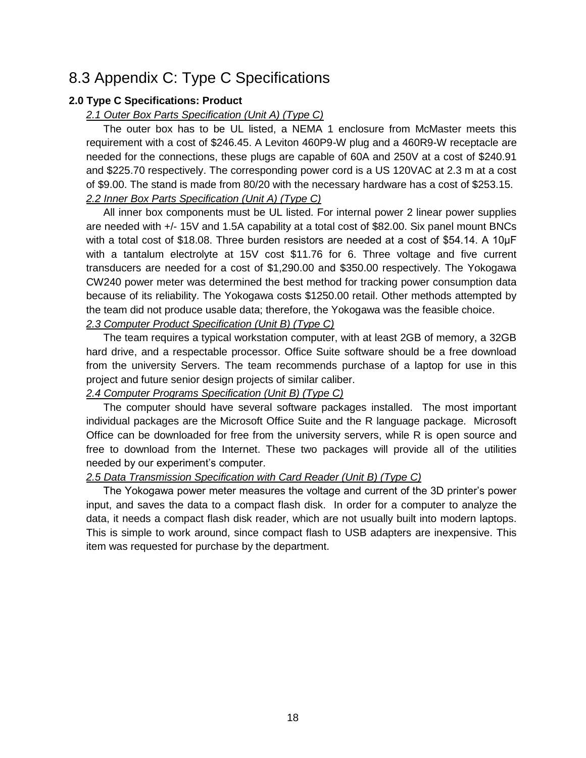# 8.3 Appendix C: Type C Specifications

**2.0 Type C Specifications: Product**

*2.1 Outer Box Parts Specification (Unit A) (Type C)*

The outer box has to be UL listed, a NEMA 1 enclosure from McMaster meets this requirement with a cost of $246.45. A Leviton 460P9-W plug and a 460R9-W receptacle are needed for the connections, these plugs are capable of 60A and 250V at a cost of $240.91 and $225.70 respectively. The corresponding power cord is a US 120VAC at 2.3 m at a cost of $9.00. The stand is made from 80/20 with the necessary hardware has a cost of $253.15.

*2.2 Inner Box Parts Specification (Unit A) (Type C)*

All inner box components must be UL listed. For internal power 2 linear power supplies are needed with +/- 15V and 1.5A capability at a total cost of $82.00. Six panel mount BNCs with a total cost of $18.08. Three burden resistors are needed at a cost of $54.14. A 10μF with a tantalum electrolyte at 15V cost $11.76 for 6. Three voltage and five current transducers are needed for a cost of $1,290.00 and $350.00 respectively. The Yokogawa CW240 power meter was determined the best method for tracking power consumption data because of its reliability. The Yokogawa costs $1250.00 retail. Other methods attempted by the team did not produce usable data; therefore, the Yokogawa was the feasible choice.

*2.3 Computer Product Specification (Unit B) (Type C)*

The team requires a typical workstation computer, with at least 2GB of memory, a 32GB hard drive, and a respectable processor. Office Suite software should be a free download from the university Servers. The team recommends purchase of a laptop for use in this project and future senior design projects of similar caliber.

*2.4 Computer Programs Specification (Unit B) (Type C)*

The computer should have several software packages installed. The most important individual packages are the Microsoft Office Suite and the R language package. Microsoft Office can be downloaded for free from the university servers, while R is open source and free to download from the Internet. These two packages will provide all of the utilities needed by our experiment's computer.

*2.5 Data Transmission Specification with Card Reader (Unit B) (Type C)*

The Yokogawa power meter measures the voltage and current of the 3D printer's power input, and saves the data to a compact flash disk. In order for a computer to analyze the data, it needs a compact flash disk reader, which are not usually built into modern laptops. This is simple to work around, since compact flash to USB adapters are inexpensive. This item was requested for purchase by the department.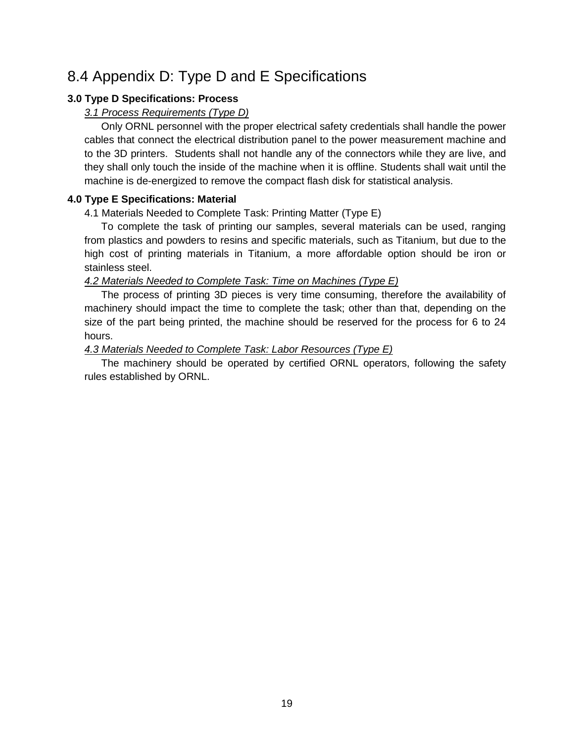## 8.4 Appendix D: Type D and E Specifications

**3.0 Type D Specifications: Process**

*3.1 Process Requirements (Type D)*

Only ORNL personnel with the proper electrical safety credentials shall handle the power cables that connect the electrical distribution panel to the power measurement machine and to the 3D printers. Students shall not handle any of the connectors while they are live, and they shall only touch the inside of the machine when it is offline. Students shall wait until the machine is de-energized to remove the compact flash disk for statistical analysis.

**4.0 Type E Specifications: Material**

4.1 Materials Needed to Complete Task: Printing Matter (Type E)

To complete the task of printing our samples, several materials can be used, ranging from plastics and powders to resins and specific materials, such as Titanium, but due to the high cost of printing materials in Titanium, a more affordable option should be iron or stainless steel.

*4.2 Materials Needed to Complete Task: Time on Machines (Type E)*

The process of printing 3D pieces is very time consuming, therefore the availability of machinery should impact the time to complete the task; other than that, depending on the size of the part being printed, the machine should be reserved for the process for 6 to 24 hours.

*4.3 Materials Needed to Complete Task: Labor Resources (Type E)*

The machinery should be operated by certified ORNL operators, following the safety rules established by ORNL.